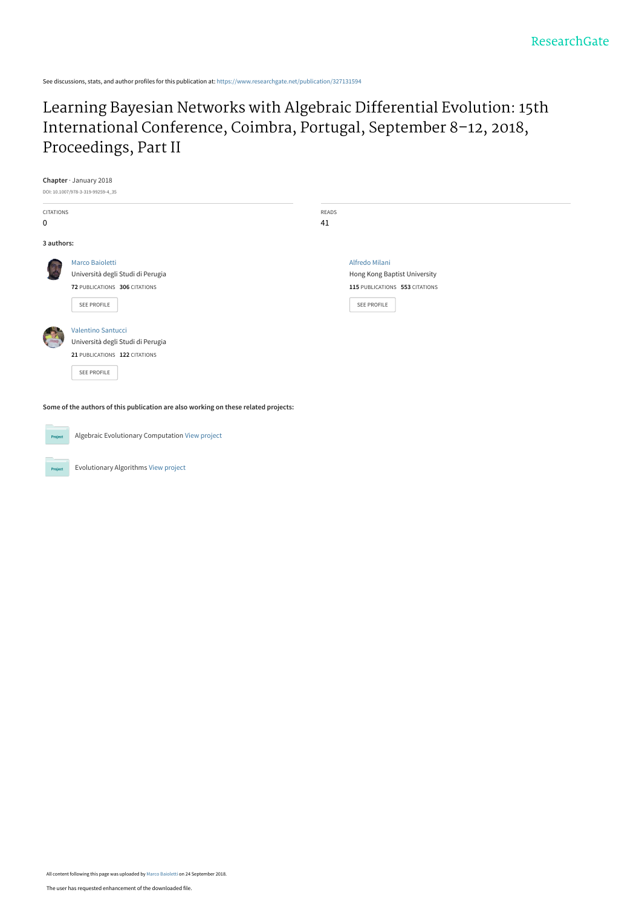See discussions, stats, and author profiles for this publication at: https://www.researchgate.net/publication/327131594

# Learning Bayesian Networks with Algebraic Differential Evolution: 15th International Conference, Coimbra, Portugal, September 8–12, 2018, Proceedings, Part II

**Chapter** · January 2018

DOI: 10.1007/978-3-319-99259-4_35

CITATIONS
0

READS
41

**3 authors:**

Marco Baioletti
Università degli Studi di Perugia
**72** PUBLICATIONS **306** CITATIONS

SEE PROFILE

Alfredo Milani
Hong Kong Baptist University
**115** PUBLICATIONS **553** CITATIONS

SEE PROFILE

Valentino Santucci
Università degli Studi di Perugia
**21** PUBLICATIONS **122** CITATIONS

SEE PROFILE

**Some of the authors of this publication are also working on these related projects:**

Algebraic Evolutionary Computation View project

Evolutionary Algorithms View project

All content following this page was uploaded by Marco Baioletti on 24 September 2018.

The user has requested enhancement of the downloaded file.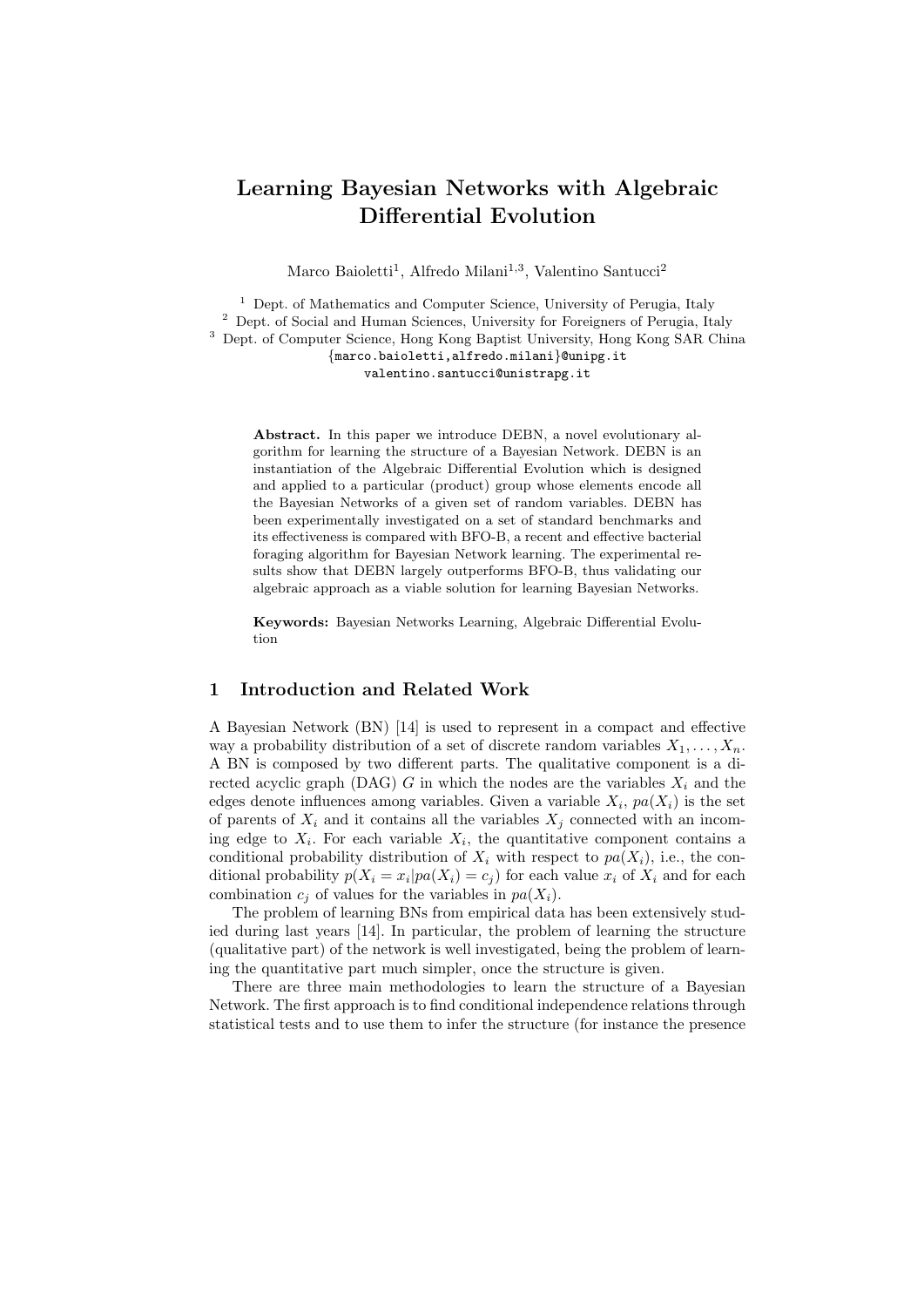# Learning Bayesian Networks with Algebraic Differential Evolution

Marco Baioletti[1], Alfredo Milani[1,3], Valentino Santucci[2]

[1] Dept. of Mathematics and Computer Science, University of Perugia, Italy
[2] Dept. of Social and Human Sciences, University for Foreigners of Perugia, Italy
[3] Dept. of Computer Science, Hong Kong Baptist University, Hong Kong SAR China
{marco.baioletti,alfredo.milani}@unipg.it
valentino.santucci@unistrapg.it

**Abstract.** In this paper we introduce DEBN, a novel evolutionary algorithm for learning the structure of a Bayesian Network. DEBN is an instantiation of the Algebraic Differential Evolution which is designed and applied to a particular (product) group whose elements encode all the Bayesian Networks of a given set of random variables. DEBN has been experimentally investigated on a set of standard benchmarks and its effectiveness is compared with BFO-B, a recent and effective bacterial foraging algorithm for Bayesian Network learning. The experimental results show that DEBN largely outperforms BFO-B, thus validating our algebraic approach as a viable solution for learning Bayesian Networks.

**Keywords:** Bayesian Networks Learning, Algebraic Differential Evolution

## 1 Introduction and Related Work

A Bayesian Network (BN) [14] is used to represent in a compact and effective way a probability distribution of a set of discrete random variables $X_1, \ldots, X_n$. A BN is composed by two different parts. The qualitative component is a directed acyclic graph (DAG) $G$ in which the nodes are the variables $X_i$ and the edges denote influences among variables. Given a variable $X_i$, $pa(X_i)$ is the set of parents of $X_i$ and it contains all the variables $X_j$ connected with an incoming edge to $X_i$. For each variable $X_i$, the quantitative component contains a conditional probability distribution of $X_i$ with respect to $pa(X_i)$, i.e., the conditional probability $p(X_i = x_i | pa(X_i) = c_j)$ for each value $x_i$ of $X_i$ and for each combination $c_j$ of values for the variables in $pa(X_i)$.

The problem of learning BNs from empirical data has been extensively studied during last years [14]. In particular, the problem of learning the structure (qualitative part) of the network is well investigated, being the problem of learning the quantitative part much simpler, once the structure is given.

There are three main methodologies to learn the structure of a Bayesian Network. The first approach is to find conditional independence relations through statistical tests and to use them to infer the structure (for instance the presence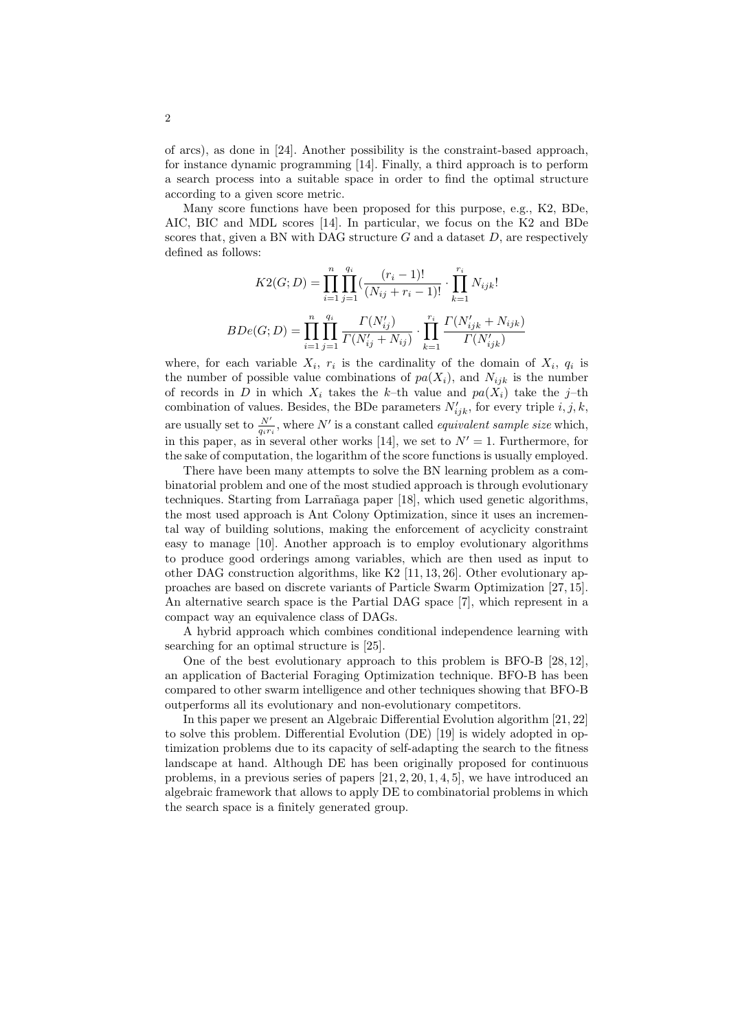of arcs), as done in [24]. Another possibility is the constraint-based approach, for instance dynamic programming [14]. Finally, a third approach is to perform a search process into a suitable space in order to find the optimal structure according to a given score metric.

Many score functions have been proposed for this purpose, e.g., K2, BDe, AIC, BIC and MDL scores [14]. In particular, we focus on the K2 and BDe scores that, given a BN with DAG structure $G$ and a dataset $D$, are respectively defined as follows:

$$K2(G;D) = \prod_{i=1}^{n} \prod_{j=1}^{q_i} (\frac{(r_i - 1)!}{(N_{ij} + r_i - 1)!} \cdot \prod_{k=1}^{r_i} N_{ijk}!$$

$$BDe(G;D) = \prod_{i=1}^{n} \prod_{j=1}^{q_i} \frac{\Gamma(N'_{ij})}{\Gamma(N'_{ij} + N_{ij})} \cdot \prod_{k=1}^{r_i} \frac{\Gamma(N'_{ijk} + N_{ijk})}{\Gamma(N'_{ijk})}$$

where, for each variable $X_i$, $r_i$ is the cardinality of the domain of $X_i$, $q_i$ is the number of possible value combinations of $pa(X_i)$, and $N_{ijk}$ is the number of records in $D$ in which $X_i$ takes the $k$–th value and $pa(X_i)$ take the $j$–th combination of values. Besides, the BDe parameters $N'_{ijk}$, for every triple $i, j, k$, are usually set to $\frac{N'}{q_i r_i}$, where $N'$ is a constant called *equivalent sample size* which, in this paper, as in several other works [14], we set to $N' = 1$. Furthermore, for the sake of computation, the logarithm of the score functions is usually employed.

There have been many attempts to solve the BN learning problem as a combinatorial problem and one of the most studied approach is through evolutionary techniques. Starting from Larrañaga paper [18], which used genetic algorithms, the most used approach is Ant Colony Optimization, since it uses an incremental way of building solutions, making the enforcement of acyclicity constraint easy to manage [10]. Another approach is to employ evolutionary algorithms to produce good orderings among variables, which are then used as input to other DAG construction algorithms, like K2 [11, 13, 26]. Other evolutionary approaches are based on discrete variants of Particle Swarm Optimization [27, 15]. An alternative search space is the Partial DAG space [7], which represent in a compact way an equivalence class of DAGs.

A hybrid approach which combines conditional independence learning with searching for an optimal structure is [25].

One of the best evolutionary approach to this problem is BFO-B [28, 12], an application of Bacterial Foraging Optimization technique. BFO-B has been compared to other swarm intelligence and other techniques showing that BFO-B outperforms all its evolutionary and non-evolutionary competitors.

In this paper we present an Algebraic Differential Evolution algorithm [21, 22] to solve this problem. Differential Evolution (DE) [19] is widely adopted in optimization problems due to its capacity of self-adapting the search to the fitness landscape at hand. Although DE has been originally proposed for continuous problems, in a previous series of papers [21, 2, 20, 1, 4, 5], we have introduced an algebraic framework that allows to apply DE to combinatorial problems in which the search space is a finitely generated group.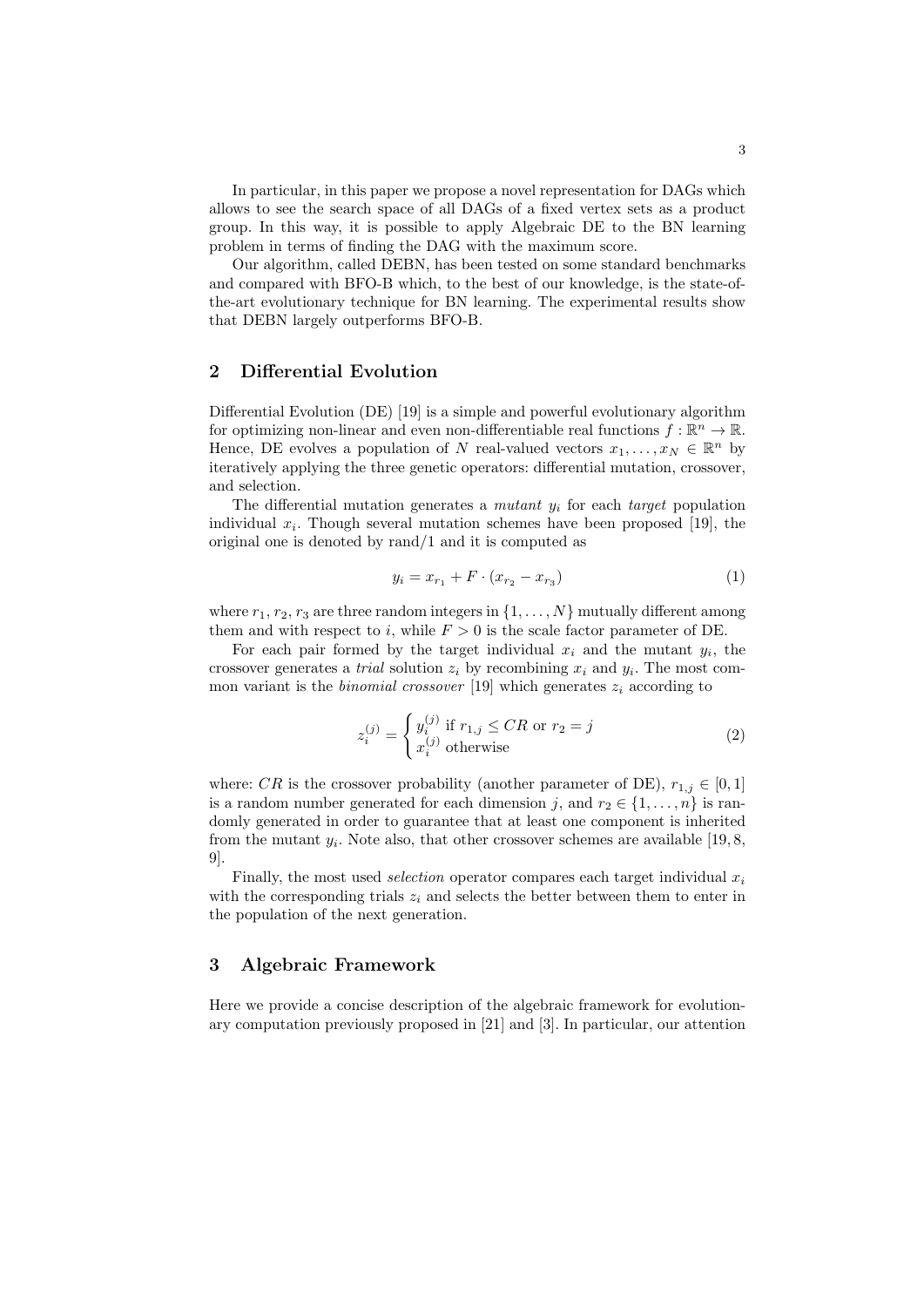In particular, in this paper we propose a novel representation for DAGs which allows to see the search space of all DAGs of a fixed vertex sets as a product group. In this way, it is possible to apply Algebraic DE to the BN learning problem in terms of finding the DAG with the maximum score.

Our algorithm, called DEBN, has been tested on some standard benchmarks and compared with BFO-B which, to the best of our knowledge, is the state-of-the-art evolutionary technique for BN learning. The experimental results show that DEBN largely outperforms BFO-B.

## 2 Differential Evolution

Differential Evolution (DE) [19] is a simple and powerful evolutionary algorithm for optimizing non-linear and even non-differentiable real functions $f : \mathbb{R}^n \to \mathbb{R}$. Hence, DE evolves a population of $N$ real-valued vectors $x_1, \ldots, x_N \in \mathbb{R}^n$ by iteratively applying the three genetic operators: differential mutation, crossover, and selection.

The differential mutation generates a *mutant* $y_i$ for each *target* population individual $x_i$. Though several mutation schemes have been proposed [19], the original one is denoted by rand/1 and it is computed as

$$y_i = x_{r_1} + F \cdot (x_{r_2} - x_{r_3}) \tag{1}$$

where $r_1, r_2, r_3$ are three random integers in $\{1, \ldots, N\}$ mutually different among them and with respect to $i$, while $F > 0$ is the scale factor parameter of DE.

For each pair formed by the target individual $x_i$ and the mutant $y_i$, the crossover generates a *trial* solution $z_i$ by recombining $x_i$ and $y_i$. The most common variant is the *binomial crossover* [19] which generates $z_i$ according to

$$z_i^{(j)} = \begin{cases} y_i^{(j)} \text{ if } r_{1,j} \leq CR \text{ or } r_2 = j \\ x_i^{(j)} \text{ otherwise} \end{cases} \tag{2}$$

where: $CR$ is the crossover probability (another parameter of DE), $r_{1,j} \in [0, 1]$ is a random number generated for each dimension $j$, and $r_2 \in \{1, \ldots, n\}$ is randomly generated in order to guarantee that at least one component is inherited from the mutant $y_i$. Note also, that other crossover schemes are available [19, 8, 9].

Finally, the most used *selection* operator compares each target individual $x_i$ with the corresponding trials $z_i$ and selects the better between them to enter in the population of the next generation.

## 3 Algebraic Framework

Here we provide a concise description of the algebraic framework for evolutionary computation previously proposed in [21] and [3]. In particular, our attention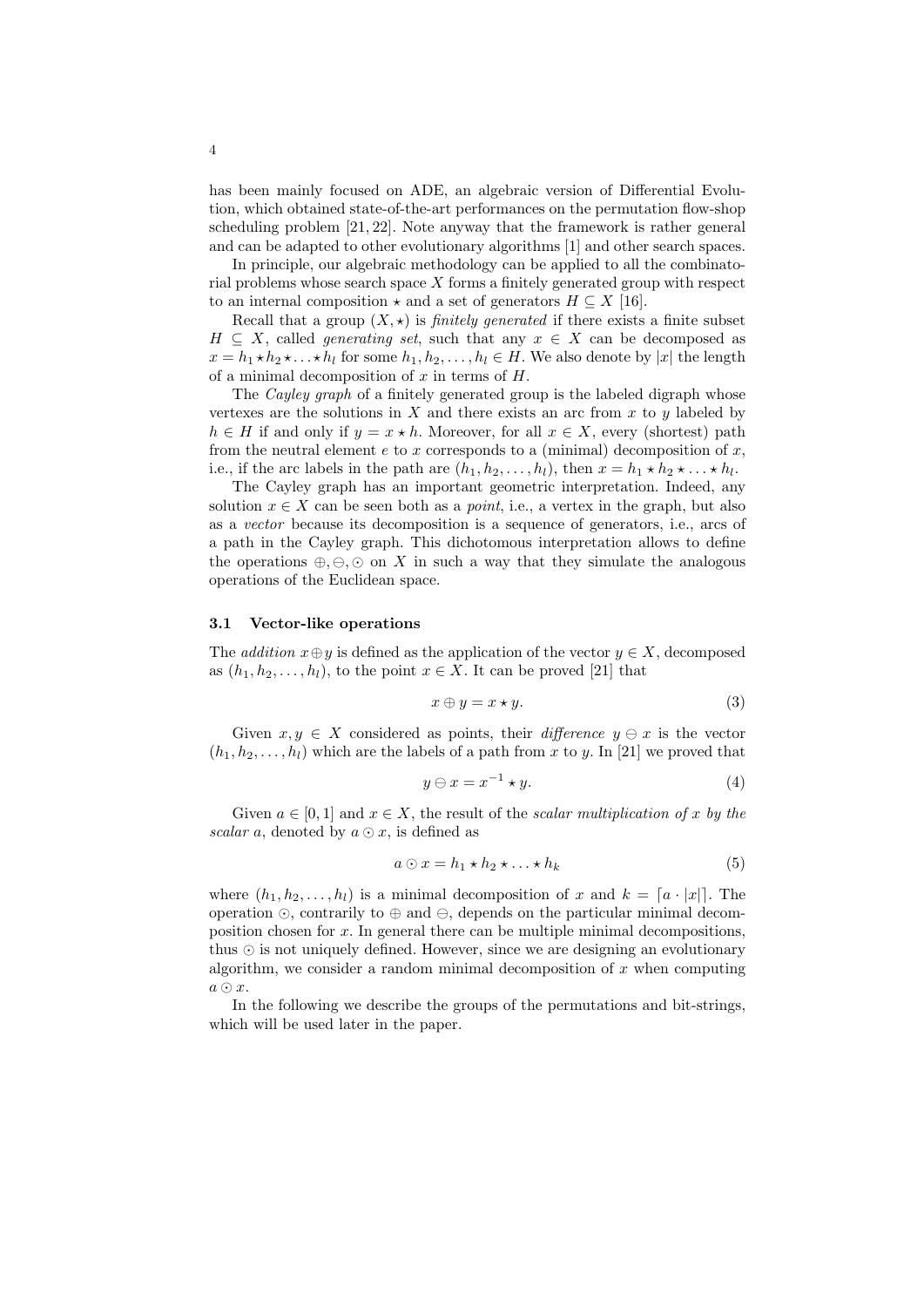has been mainly focused on ADE, an algebraic version of Differential Evolution, which obtained state-of-the-art performances on the permutation flow-shop scheduling problem [21, 22]. Note anyway that the framework is rather general and can be adapted to other evolutionary algorithms [1] and other search spaces.

In principle, our algebraic methodology can be applied to all the combinatorial problems whose search space $X$ forms a finitely generated group with respect to an internal composition $\star$ and a set of generators $H \subseteq X$ [16].

Recall that a group $(X, \star)$ is *finitely generated* if there exists a finite subset $H \subseteq X$, called *generating set*, such that any $x \in X$ can be decomposed as $x = h_1 \star h_2 \star \ldots \star h_l$ for some $h_1, h_2, \ldots, h_l \in H$. We also denote by $|x|$ the length of a minimal decomposition of $x$ in terms of $H$.

The *Cayley graph* of a finitely generated group is the labeled digraph whose vertexes are the solutions in $X$ and there exists an arc from $x$ to $y$ labeled by $h \in H$ if and only if $y = x \star h$. Moreover, for all $x \in X$, every (shortest) path from the neutral element $e$ to $x$ corresponds to a (minimal) decomposition of $x$, i.e., if the arc labels in the path are $(h_1, h_2, \ldots, h_l)$, then $x = h_1 \star h_2 \star \ldots \star h_l$.

The Cayley graph has an important geometric interpretation. Indeed, any solution $x \in X$ can be seen both as a *point*, i.e., a vertex in the graph, but also as a *vector* because its decomposition is a sequence of generators, i.e., arcs of a path in the Cayley graph. This dichotomous interpretation allows to define the operations $\oplus, \ominus, \odot$ on $X$ in such a way that they simulate the analogous operations of the Euclidean space.

### 3.1 Vector-like operations

The *addition* $x \oplus y$ is defined as the application of the vector $y \in X$, decomposed as $(h_1, h_2, \ldots, h_l)$, to the point $x \in X$. It can be proved [21] that

$$x \oplus y = x \star y. \tag{3}$$

Given $x, y \in X$ considered as points, their *difference* $y \ominus x$ is the vector $(h_1, h_2, \ldots, h_l)$ which are the labels of a path from $x$ to $y$. In [21] we proved that

$$y \ominus x = x^{-1} \star y. \tag{4}$$

Given $a \in [0, 1]$ and $x \in X$, the result of the *scalar multiplication of $x$ by the scalar $a$*, denoted by $a \odot x$, is defined as

$$a \odot x = h_1 \star h_2 \star \ldots \star h_k \tag{5}$$

where $(h_1, h_2, \ldots, h_l)$ is a minimal decomposition of $x$ and $k = \lceil a \cdot |x| \rceil$. The operation $\odot$, contrarily to $\oplus$ and $\ominus$, depends on the particular minimal decomposition chosen for $x$. In general there can be multiple minimal decompositions, thus $\odot$ is not uniquely defined. However, since we are designing an evolutionary algorithm, we consider a random minimal decomposition of $x$ when computing $a \odot x$.

In the following we describe the groups of the permutations and bit-strings, which will be used later in the paper.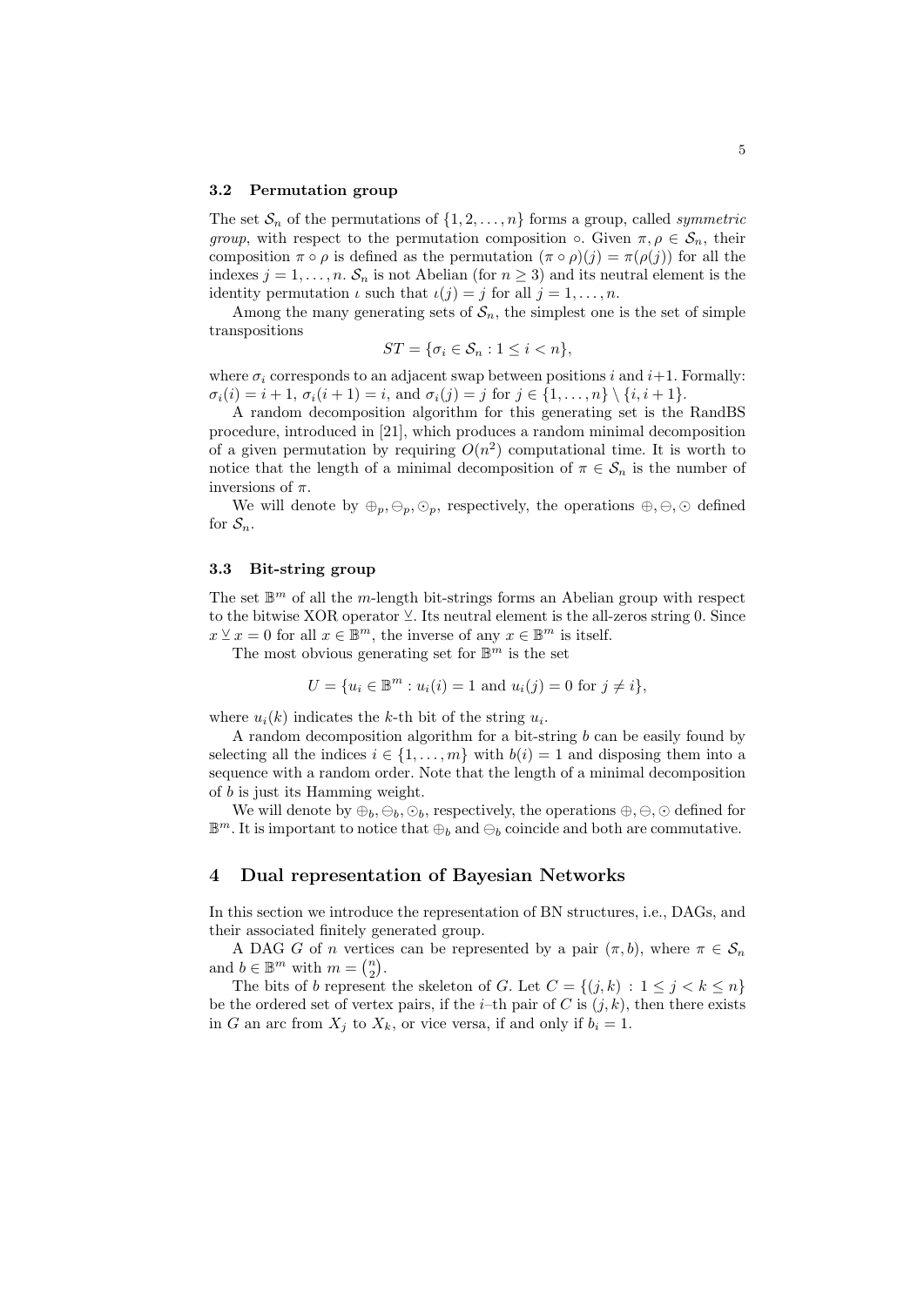### 3.2 Permutation group

The set $\mathcal{S}_n$ of the permutations of $\{1, 2, \ldots, n\}$ forms a group, called *symmetric group*, with respect to the permutation composition $\circ$. Given $\pi, \rho \in \mathcal{S}_n$, their composition $\pi \circ \rho$ is defined as the permutation $(\pi \circ \rho)(j) = \pi(\rho(j))$ for all the indexes $j = 1, \ldots, n$. $\mathcal{S}_n$ is not Abelian (for $n \geq 3$) and its neutral element is the identity permutation $\iota$ such that $\iota(j) = j$ for all $j = 1, \ldots, n$.

Among the many generating sets of $\mathcal{S}_n$, the simplest one is the set of simple transpositions

$$ST = \{\sigma_i \in \mathcal{S}_n : 1 \leq i < n\},$$

where $\sigma_i$ corresponds to an adjacent swap between positions $i$ and $i+1$. Formally: $\sigma_i(i) = i + 1$, $\sigma_i(i + 1) = i$, and $\sigma_i(j) = j$ for $j \in \{1, \ldots, n\} \setminus \{i, i + 1\}$.

A random decomposition algorithm for this generating set is the RandBS procedure, introduced in [21], which produces a random minimal decomposition of a given permutation by requiring $O(n^2)$ computational time. It is worth to notice that the length of a minimal decomposition of $\pi \in \mathcal{S}_n$ is the number of inversions of $\pi$.

We will denote by $\oplus_p, \ominus_p, \odot_p$, respectively, the operations $\oplus, \ominus, \odot$ defined for $\mathcal{S}_n$.

### 3.3 Bit-string group

The set $\mathbb{B}^m$ of all the $m$-length bit-strings forms an Abelian group with respect to the bitwise XOR operator $\veebar$. Its neutral element is the all-zeros string 0. Since $x \veebar x = 0$ for all $x \in \mathbb{B}^m$, the inverse of any $x \in \mathbb{B}^m$ is itself.

The most obvious generating set for $\mathbb{B}^m$ is the set

$$U = \{u_i \in \mathbb{B}^m : u_i(i) = 1 \text{ and } u_i(j) = 0 \text{ for } j \neq i\},$$

where $u_i(k)$ indicates the $k$-th bit of the string $u_i$.

A random decomposition algorithm for a bit-string $b$ can be easily found by selecting all the indices $i \in \{1, \ldots, m\}$ with $b(i) = 1$ and disposing them into a sequence with a random order. Note that the length of a minimal decomposition of $b$ is just its Hamming weight.

We will denote by $\oplus_b, \ominus_b, \odot_b$, respectively, the operations $\oplus, \ominus, \odot$ defined for $\mathbb{B}^m$. It is important to notice that $\oplus_b$ and $\ominus_b$ coincide and both are commutative.

## 4 Dual representation of Bayesian Networks

In this section we introduce the representation of BN structures, i.e., DAGs, and their associated finitely generated group.

A DAG $G$ of $n$ vertices can be represented by a pair $(\pi, b)$, where $\pi \in \mathcal{S}_n$ and $b \in \mathbb{B}^m$ with $m = \binom{n}{2}$.

The bits of $b$ represent the skeleton of $G$. Let $C = \{(j, k) : 1 \leq j < k \leq n\}$ be the ordered set of vertex pairs, if the $i$–th pair of $C$ is $(j, k)$, then there exists in $G$ an arc from $X_j$ to $X_k$, or vice versa, if and only if $b_i = 1$.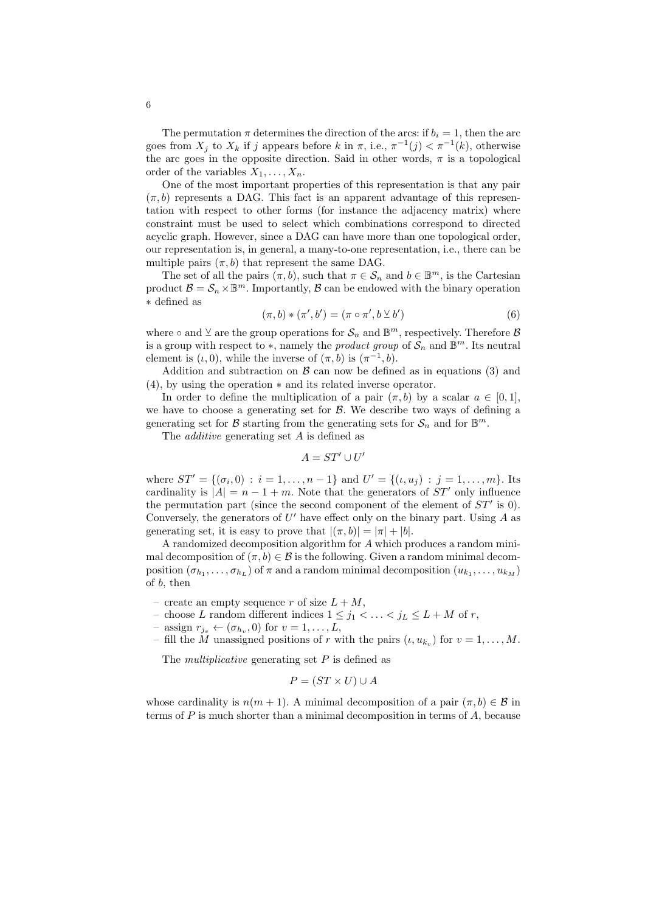The permutation $\pi$ determines the direction of the arcs: if $b_i = 1$, then the arc goes from $X_j$ to $X_k$ if $j$ appears before $k$ in $\pi$, i.e., $\pi^{-1}(j) < \pi^{-1}(k)$, otherwise the arc goes in the opposite direction. Said in other words, $\pi$ is a topological order of the variables $X_1, \ldots, X_n$.

One of the most important properties of this representation is that any pair $(\pi, b)$ represents a DAG. This fact is an apparent advantage of this representation with respect to other forms (for instance the adjacency matrix) where constraint must be used to select which combinations correspond to directed acyclic graph. However, since a DAG can have more than one topological order, our representation is, in general, a many-to-one representation, i.e., there can be multiple pairs $(\pi, b)$ that represent the same DAG.

The set of all the pairs $(\pi, b)$, such that $\pi \in \mathcal{S}_n$ and $b \in \mathbb{B}^m$, is the Cartesian product $\mathcal{B} = \mathcal{S}_n \times \mathbb{B}^m$. Importantly, $\mathcal{B}$ can be endowed with the binary operation $*$ defined as

$$(\pi, b) * (\pi', b') = (\pi \circ \pi', b \veebar b') \tag{6}$$

where $\circ$ and $\veebar$ are the group operations for $\mathcal{S}_n$ and $\mathbb{B}^m$, respectively. Therefore $\mathcal{B}$ is a group with respect to $*$, namely the *product group* of $\mathcal{S}_n$ and $\mathbb{B}^m$. Its neutral element is $(\iota, 0)$, while the inverse of $(\pi, b)$ is $(\pi^{-1}, b)$.

Addition and subtraction on $\mathcal{B}$ can now be defined as in equations (3) and (4), by using the operation $*$ and its related inverse operator.

In order to define the multiplication of a pair $(\pi, b)$ by a scalar $a \in [0, 1]$, we have to choose a generating set for $\mathcal{B}$. We describe two ways of defining a generating set for $\mathcal{B}$ starting from the generating sets for $\mathcal{S}_n$ and for $\mathbb{B}^m$.

The *additive* generating set $A$ is defined as

$$A = ST' \cup U'$$

where $ST' = \{(\sigma_i, 0) : i = 1, \ldots, n-1\}$ and $U' = \{(\iota, u_j) : j = 1, \ldots, m\}$. Its cardinality is $|A| = n - 1 + m$. Note that the generators of $ST'$ only influence the permutation part (since the second component of the element of $ST'$ is 0). Conversely, the generators of $U'$ have effect only on the binary part. Using $A$ as generating set, it is easy to prove that $|(\pi, b)| = |\pi| + |b|$.

A randomized decomposition algorithm for $A$ which produces a random minimal decomposition of $(\pi, b) \in \mathcal{B}$ is the following. Given a random minimal decomposition $(\sigma_{h_1}, \ldots, \sigma_{h_L})$ of $\pi$ and a random minimal decomposition $(u_{k_1}, \ldots, u_{k_M})$ of $b$, then

- create an empty sequence $r$ of size $L + M$,
- choose $L$ random different indices $1 \leq j_1 < \ldots < j_L \leq L + M$ of $r$,
- assign $r_{j_v} \leftarrow (\sigma_{h_v}, 0)$ for $v = 1, \ldots, L$,
- fill the $M$ unassigned positions of $r$ with the pairs $(\iota, u_{k_v})$ for $v = 1, \ldots, M$.

The *multiplicative* generating set $P$ is defined as

$$P = (ST \times U) \cup A$$

whose cardinality is $n(m + 1)$. A minimal decomposition of a pair $(\pi, b) \in \mathcal{B}$ in terms of $P$ is much shorter than a minimal decomposition in terms of $A$, because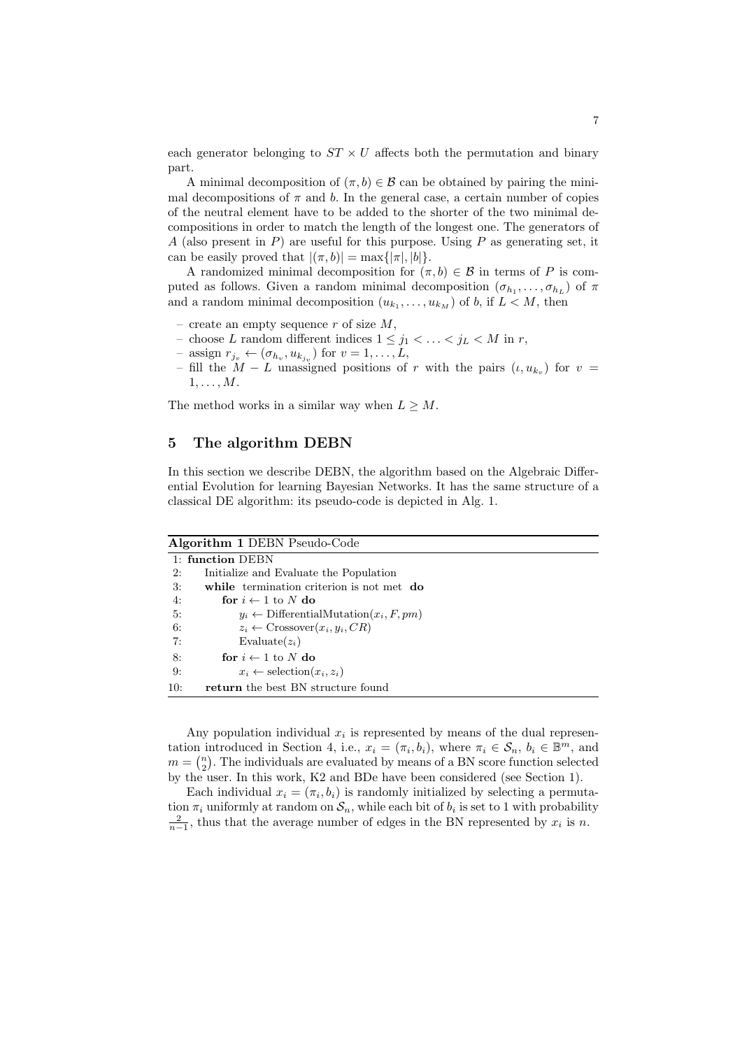each generator belonging to $ST \times U$ affects both the permutation and binary part.

A minimal decomposition of $(\pi, b) \in \mathcal{B}$ can be obtained by pairing the minimal decompositions of $\pi$ and $b$. In the general case, a certain number of copies of the neutral element have to be added to the shorter of the two minimal decompositions in order to match the length of the longest one. The generators of $A$ (also present in $P$) are useful for this purpose. Using $P$ as generating set, it can be easily proved that $|(\pi, b)| = \max\{|\pi|, |b|\}$.

A randomized minimal decomposition for $(\pi, b) \in \mathcal{B}$ in terms of $P$ is computed as follows. Given a random minimal decomposition $(\sigma_{h_1}, \ldots, \sigma_{h_L})$ of $\pi$ and a random minimal decomposition $(u_{k_1}, \ldots, u_{k_M})$ of $b$, if $L < M$, then

- create an empty sequence $r$ of size $M$,
- choose $L$ random different indices $1 \leq j_1 < \ldots < j_L < M$ in $r$,
- assign $r_{j_v} \leftarrow (\sigma_{h_v}, u_{k_{j_v}})$ for $v = 1, \ldots, L$,
- fill the $M - L$ unassigned positions of $r$ with the pairs $(\iota, u_{k_v})$ for $v = 1, \ldots, M$.

The method works in a similar way when $L \geq M$.

## 5 The algorithm DEBN

In this section we describe DEBN, the algorithm based on the Algebraic Differential Evolution for learning Bayesian Networks. It has the same structure of a classical DE algorithm: its pseudo-code is depicted in Alg. 1.

**Algorithm 1** DEBN Pseudo-Code

```
 1: function DEBN
 2:     Initialize and Evaluate the Population
 3:     while termination criterion is not met do
 4:         for i ← 1 to N do
 5:             y_i ← DifferentialMutation(x_i, F, pm)
 6:             z_i ← Crossover(x_i, y_i, CR)
 7:             Evaluate(z_i)
 8:         for i ← 1 to N do
 9:             x_i ← selection(x_i, z_i)
10:     return the best BN structure found
```

Any population individual $x_i$ is represented by means of the dual representation introduced in Section 4, i.e., $x_i = (\pi_i, b_i)$, where $\pi_i \in \mathcal{S}_n$, $b_i \in \mathbb{B}^m$, and $m = \binom{n}{2}$. The individuals are evaluated by means of a BN score function selected by the user. In this work, K2 and BDe have been considered (see Section 1).

Each individual $x_i = (\pi_i, b_i)$ is randomly initialized by selecting a permutation $\pi_i$ uniformly at random on $\mathcal{S}_n$, while each bit of $b_i$ is set to 1 with probability $\frac{2}{n-1}$, thus that the average number of edges in the BN represented by $x_i$ is $n$.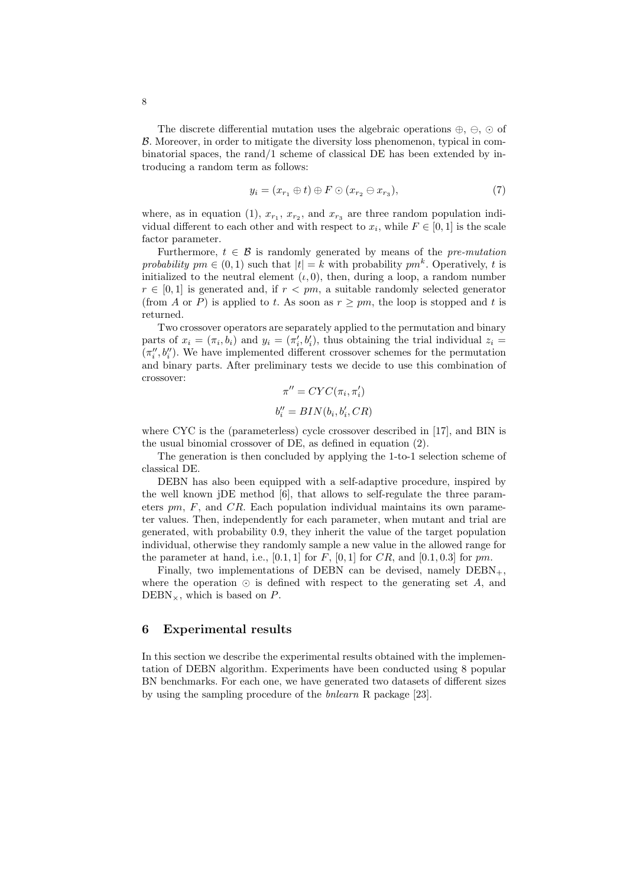The discrete differential mutation uses the algebraic operations $\oplus$, $\ominus$, $\odot$ of $\mathcal{B}$. Moreover, in order to mitigate the diversity loss phenomenon, typical in combinatorial spaces, the rand/1 scheme of classical DE has been extended by introducing a random term as follows:

$$y_i = (x_{r_1} \oplus t) \oplus F \odot (x_{r_2} \ominus x_{r_3}), \tag{7}$$

where, as in equation (1), $x_{r_1}$, $x_{r_2}$, and $x_{r_3}$ are three random population individual different to each other and with respect to $x_i$, while $F \in [0, 1]$ is the scale factor parameter.

Furthermore, $t \in \mathcal{B}$ is randomly generated by means of the *pre-mutation probability* $pm \in (0, 1)$ such that $|t| = k$ with probability $pm^k$. Operatively, $t$ is initialized to the neutral element $(\iota, 0)$, then, during a loop, a random number $r \in [0, 1]$ is generated and, if $r < pm$, a suitable randomly selected generator (from $A$ or $P$) is applied to $t$. As soon as $r \geq pm$, the loop is stopped and $t$ is returned.

Two crossover operators are separately applied to the permutation and binary parts of $x_i = (\pi_i, b_i)$ and $y_i = (\pi'_i, b'_i)$, thus obtaining the trial individual $z_i = (\pi''_i, b''_i)$. We have implemented different crossover schemes for the permutation and binary parts. After preliminary tests we decide to use this combination of crossover:

$$\pi'' = CYC(\pi_i, \pi'_i)$$

$$b''_i = BIN(b_i, b'_i, CR)$$

where CYC is the (parameterless) cycle crossover described in [17], and BIN is the usual binomial crossover of DE, as defined in equation (2).

The generation is then concluded by applying the 1-to-1 selection scheme of classical DE.

DEBN has also been equipped with a self-adaptive procedure, inspired by the well known jDE method [6], that allows to self-regulate the three parameters $pm$, $F$, and $CR$. Each population individual maintains its own parameter values. Then, independently for each parameter, when mutant and trial are generated, with probability 0.9, they inherit the value of the target population individual, otherwise they randomly sample a new value in the allowed range for the parameter at hand, i.e., $[0.1, 1]$ for $F$, $[0, 1]$ for $CR$, and $[0.1, 0.3]$ for $pm$.

Finally, two implementations of DEBN can be devised, namely DEBN$_+$, where the operation $\odot$ is defined with respect to the generating set $A$, and DEBN$_\times$, which is based on $P$.

## 6 Experimental results

In this section we describe the experimental results obtained with the implementation of DEBN algorithm. Experiments have been conducted using 8 popular BN benchmarks. For each one, we have generated two datasets of different sizes by using the sampling procedure of the *bnlearn* R package [23].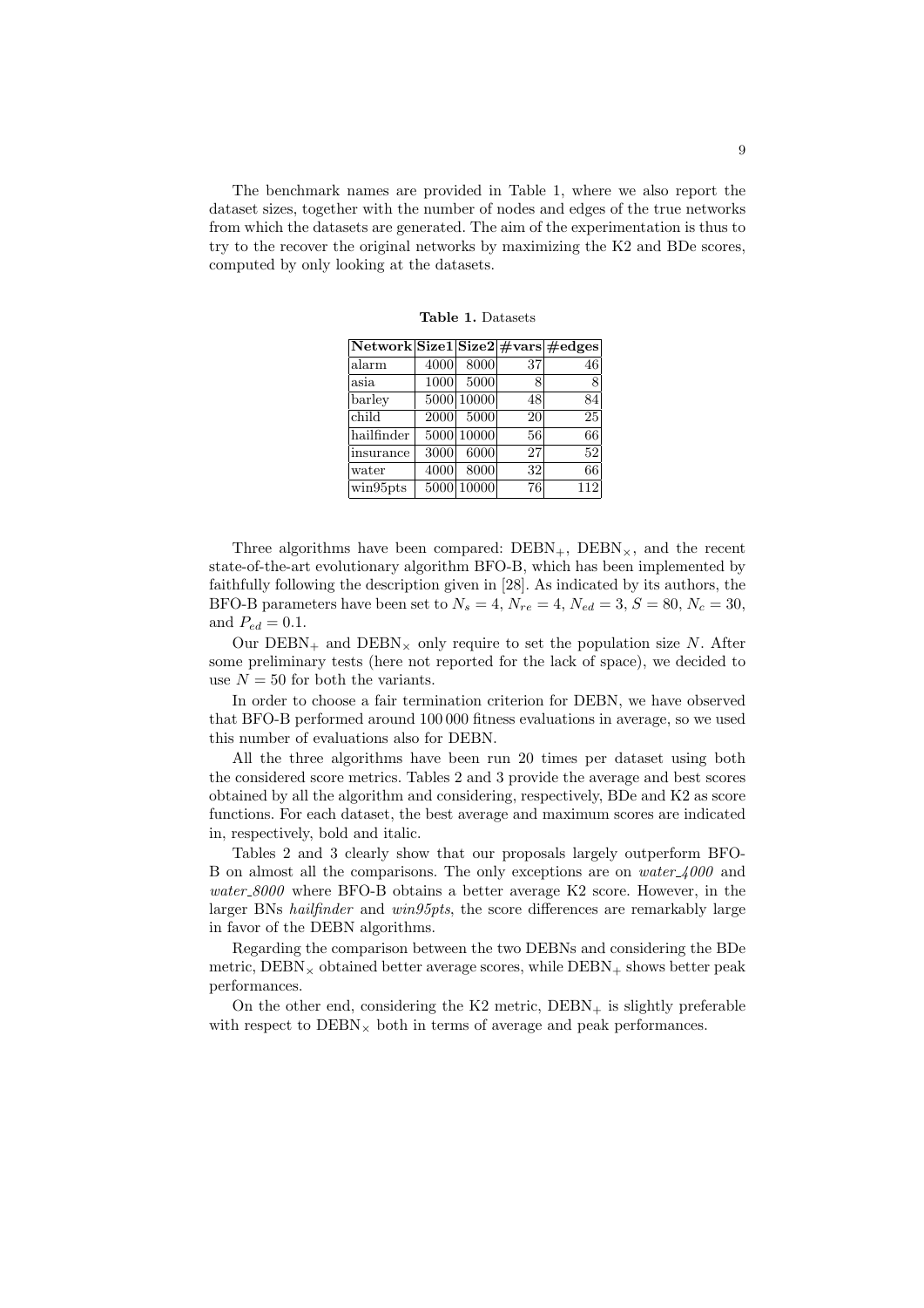The benchmark names are provided in Table 1, where we also report the dataset sizes, together with the number of nodes and edges of the true networks from which the datasets are generated. The aim of the experimentation is thus to try to the recover the original networks by maximizing the K2 and BDe scores, computed by only looking at the datasets.

**Table 1.** Datasets

| Network | Size1 | Size2 | #vars | #edges |
|---|---|---|---|---|
| alarm | 4000 | 8000 | 37 | 46 |
| asia | 1000 | 5000 | 8 | 8 |
| barley | 5000 | 10000 | 48 | 84 |
| child | 2000 | 5000 | 20 | 25 |
| hailfinder | 5000 | 10000 | 56 | 66 |
| insurance | 3000 | 6000 | 27 | 52 |
| water | 4000 | 8000 | 32 | 66 |
| win95pts | 5000 | 10000 | 76 | 112 |

Three algorithms have been compared: $\text{DEBN}_+$, $\text{DEBN}_\times$, and the recent state-of-the-art evolutionary algorithm BFO-B, which has been implemented by faithfully following the description given in [28]. As indicated by its authors, the BFO-B parameters have been set to $N_s = 4$, $N_{re} = 4$, $N_{ed} = 3$, $S = 80$, $N_c = 30$, and $P_{ed} = 0.1$.

Our $\text{DEBN}_+$ and $\text{DEBN}_\times$ only require to set the population size $N$. After some preliminary tests (here not reported for the lack of space), we decided to use $N = 50$ for both the variants.

In order to choose a fair termination criterion for DEBN, we have observed that BFO-B performed around 100 000 fitness evaluations in average, so we used this number of evaluations also for DEBN.

All the three algorithms have been run 20 times per dataset using both the considered score metrics. Tables 2 and 3 provide the average and best scores obtained by all the algorithm and considering, respectively, BDe and K2 as score functions. For each dataset, the best average and maximum scores are indicated in, respectively, bold and italic.

Tables 2 and 3 clearly show that our proposals largely outperform BFO-B on almost all the comparisons. The only exceptions are on *water_4000* and *water_8000* where BFO-B obtains a better average K2 score. However, in the larger BNs *hailfinder* and *win95pts*, the score differences are remarkably large in favor of the DEBN algorithms.

Regarding the comparison between the two DEBNs and considering the BDe metric, $\text{DEBN}_\times$ obtained better average scores, while $\text{DEBN}_+$ shows better peak performances.

On the other end, considering the K2 metric, $\text{DEBN}_+$ is slightly preferable with respect to $\text{DEBN}_\times$ both in terms of average and peak performances.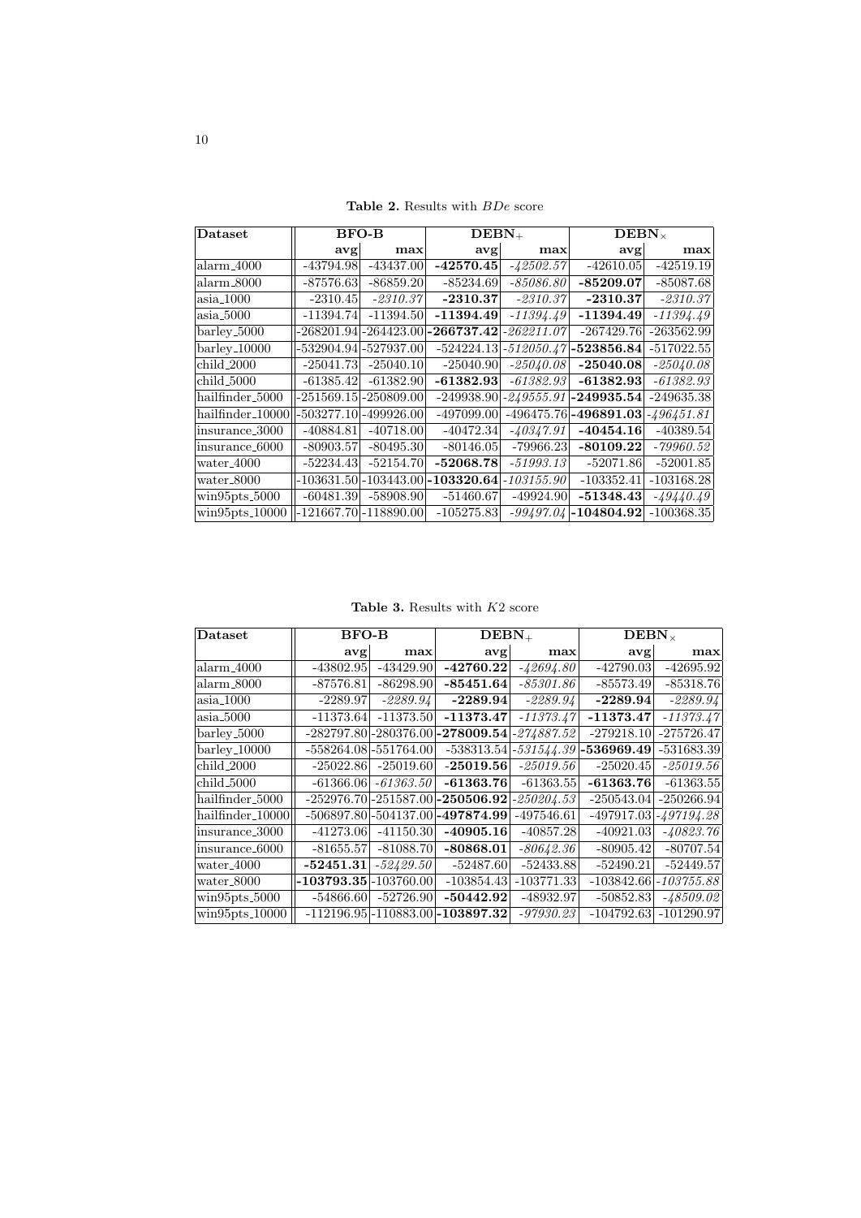**Table 2.** Results with *BDe* score

| Dataset | BFO-B | | $\mathbf{DEBN}_{+}$ | | $\mathbf{DEBN}_{\times}$ | |
|---|---|---|---|---|---|---|
| | **avg** | **max** | **avg** | **max** | **avg** | **max** |
| alarm_4000 | -43794.98 | -43437.00 | **-42570.45** | *-42502.57* | -42610.05 | -42519.19 |
| alarm_8000 | -87576.63 | -86859.20 | -85234.69 | *-85086.80* | **-85209.07** | -85087.68 |
| asia_1000 | -2310.45 | *-2310.37* | **-2310.37** | *-2310.37* | **-2310.37** | *-2310.37* |
| asia_5000 | -11394.74 | -11394.50 | **-11394.49** | *-11394.49* | **-11394.49** | *-11394.49* |
| barley_5000 | -268201.94 | -264423.00 | **-266737.42** | *-262211.07* | -267429.76 | -263562.99 |
| barley_10000 | -532904.94 | -527937.00 | -524224.13 | *-512050.47* | **-523856.84** | -517022.55 |
| child_2000 | -25041.73 | -25040.10 | -25040.90 | *-25040.08* | **-25040.08** | *-25040.08* |
| child_5000 | -61385.42 | -61382.90 | **-61382.93** | *-61382.93* | **-61382.93** | *-61382.93* |
| hailfinder_5000 | -251569.15 | -250809.00 | -249938.90 | *-249555.91* | **-249935.54** | -249635.38 |
| hailfinder_10000 | -503277.10 | -499926.00 | -497099.00 | -496475.76 | **-496891.03** | *-496451.81* |
| insurance_3000 | -40884.81 | -40718.00 | -40472.34 | *-40347.91* | **-40454.16** | -40389.54 |
| insurance_6000 | -80903.57 | -80495.30 | -80146.05 | -79966.23 | **-80109.22** | *-79960.52* |
| water_4000 | -52234.43 | -52154.70 | **-52068.78** | *-51993.13* | -52071.86 | -52001.85 |
| water_8000 | -103631.50 | -103443.00 | **-103320.64** | *-103155.90* | -103352.41 | -103168.28 |
| win95pts_5000 | -60481.39 | -58908.90 | -51460.67 | -49924.90 | **-51348.43** | *-49440.49* |
| win95pts_10000 | -121667.70 | -118890.00 | -105275.83 | *-99497.04* | **-104804.92** | -100368.35 |

**Table 3.** Results with *K2* score

| Dataset | BFO-B | | $\mathbf{DEBN}_{+}$ | | $\mathbf{DEBN}_{\times}$ | |
|---|---|---|---|---|---|---|
| | **avg** | **max** | **avg** | **max** | **avg** | **max** |
| alarm_4000 | -43802.95 | -43429.90 | **-42760.22** | *-42694.80* | -42790.03 | -42695.92 |
| alarm_8000 | -87576.81 | -86298.90 | **-85451.64** | *-85301.86* | -85573.49 | -85318.76 |
| asia_1000 | -2289.97 | *-2289.94* | **-2289.94** | *-2289.94* | **-2289.94** | *-2289.94* |
| asia_5000 | -11373.64 | -11373.50 | **-11373.47** | *-11373.47* | **-11373.47** | *-11373.47* |
| barley_5000 | -282797.80 | -280376.00 | **-278009.54** | *-274887.52* | -279218.10 | -275726.47 |
| barley_10000 | -558264.08 | -551764.00 | -538313.54 | *-531544.39* | **-536969.49** | -531683.39 |
| child_2000 | -25022.86 | -25019.60 | **-25019.56** | *-25019.56* | -25020.45 | *-25019.56* |
| child_5000 | -61366.06 | *-61363.50* | **-61363.76** | -61363.55 | **-61363.76** | -61363.55 |
| hailfinder_5000 | -252976.70 | -251587.00 | **-250506.92** | *-250204.53* | -250543.04 | -250266.94 |
| hailfinder_10000 | -506897.80 | -504137.00 | **-497874.99** | -497546.61 | -497917.03 | *-497194.28* |
| insurance_3000 | -41273.06 | -41150.30 | **-40905.16** | -40857.28 | -40921.03 | *-40823.76* |
| insurance_6000 | -81655.57 | -81088.70 | **-80868.01** | *-80642.36* | -80905.42 | -80707.54 |
| water_4000 | **-52451.31** | *-52429.50* | -52487.60 | -52433.88 | -52490.21 | -52449.57 |
| water_8000 | **-103793.35** | -103760.00 | -103854.43 | -103771.33 | -103842.66 | *-103755.88* |
| win95pts_5000 | -54866.60 | -52726.90 | **-50442.92** | -48932.97 | -50852.83 | *-48509.02* |
| win95pts_10000 | -112196.95 | -110883.00 | **-103897.32** | *-97930.23* | -104792.63 | -101290.97 |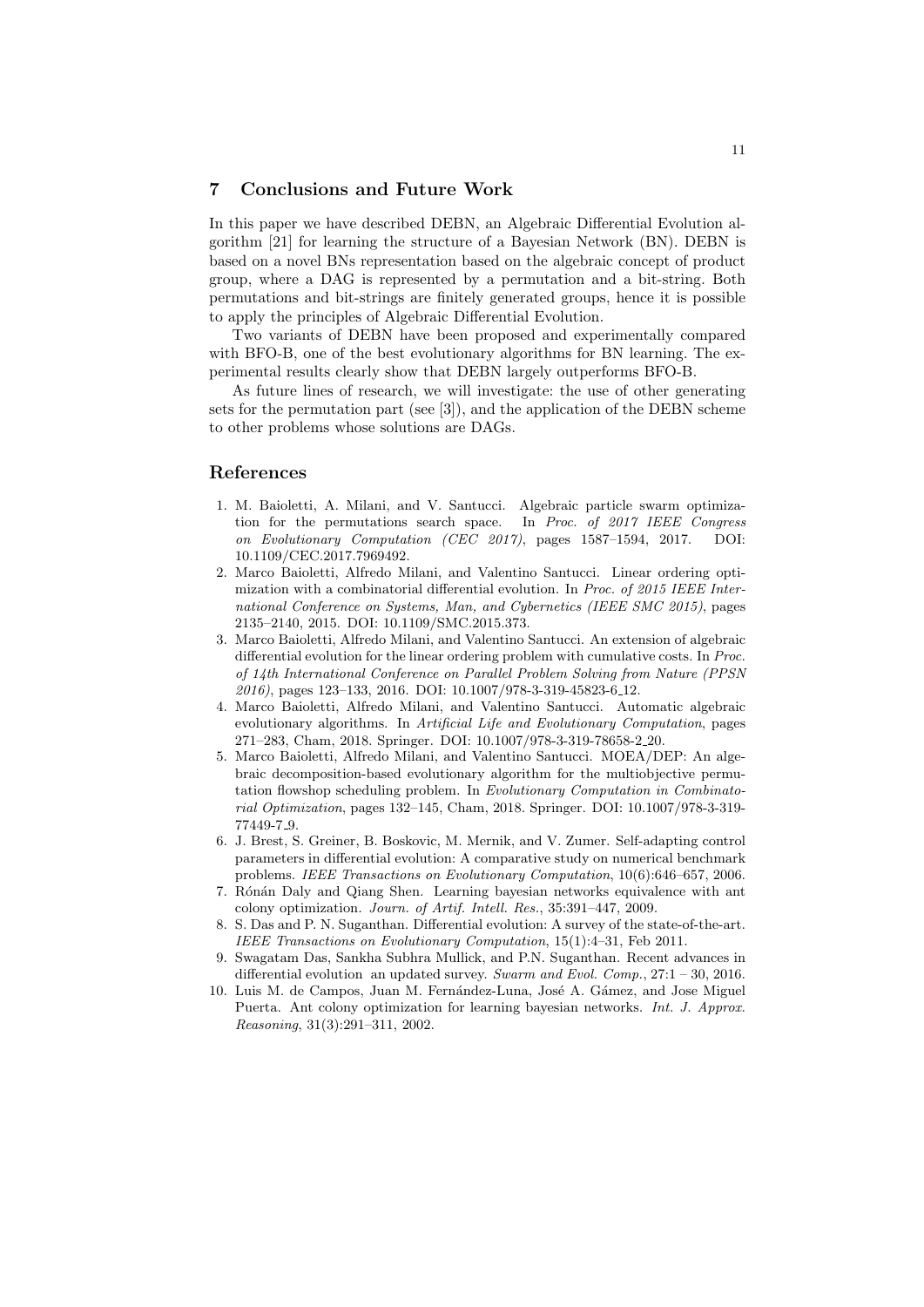## 7 Conclusions and Future Work

In this paper we have described DEBN, an Algebraic Differential Evolution algorithm [21] for learning the structure of a Bayesian Network (BN). DEBN is based on a novel BNs representation based on the algebraic concept of product group, where a DAG is represented by a permutation and a bit-string. Both permutations and bit-strings are finitely generated groups, hence it is possible to apply the principles of Algebraic Differential Evolution.

Two variants of DEBN have been proposed and experimentally compared with BFO-B, one of the best evolutionary algorithms for BN learning. The experimental results clearly show that DEBN largely outperforms BFO-B.

As future lines of research, we will investigate: the use of other generating sets for the permutation part (see [3]), and the application of the DEBN scheme to other problems whose solutions are DAGs.

## References

1. M. Baioletti, A. Milani, and V. Santucci. Algebraic particle swarm optimization for the permutations search space. In *Proc. of 2017 IEEE Congress on Evolutionary Computation (CEC 2017)*, pages 1587–1594, 2017. DOI: 10.1109/CEC.2017.7969492.
2. Marco Baioletti, Alfredo Milani, and Valentino Santucci. Linear ordering optimization with a combinatorial differential evolution. In *Proc. of 2015 IEEE International Conference on Systems, Man, and Cybernetics (IEEE SMC 2015)*, pages 2135–2140, 2015. DOI: 10.1109/SMC.2015.373.
3. Marco Baioletti, Alfredo Milani, and Valentino Santucci. An extension of algebraic differential evolution for the linear ordering problem with cumulative costs. In *Proc. of 14th International Conference on Parallel Problem Solving from Nature (PPSN 2016)*, pages 123–133, 2016. DOI: 10.1007/978-3-319-45823-6_12.
4. Marco Baioletti, Alfredo Milani, and Valentino Santucci. Automatic algebraic evolutionary algorithms. In *Artificial Life and Evolutionary Computation*, pages 271–283, Cham, 2018. Springer. DOI: 10.1007/978-3-319-78658-2_20.
5. Marco Baioletti, Alfredo Milani, and Valentino Santucci. MOEA/DEP: An algebraic decomposition-based evolutionary algorithm for the multiobjective permutation flowshop scheduling problem. In *Evolutionary Computation in Combinatorial Optimization*, pages 132–145, Cham, 2018. Springer. DOI: 10.1007/978-3-319-77449-7_9.
6. J. Brest, S. Greiner, B. Boskovic, M. Mernik, and V. Zumer. Self-adapting control parameters in differential evolution: A comparative study on numerical benchmark problems. *IEEE Transactions on Evolutionary Computation*, 10(6):646–657, 2006.
7. Rónán Daly and Qiang Shen. Learning bayesian networks equivalence with ant colony optimization. *Journ. of Artif. Intell. Res.*, 35:391–447, 2009.
8. S. Das and P. N. Suganthan. Differential evolution: A survey of the state-of-the-art. *IEEE Transactions on Evolutionary Computation*, 15(1):4–31, Feb 2011.
9. Swagatam Das, Sankha Subhra Mullick, and P.N. Suganthan. Recent advances in differential evolution an updated survey. *Swarm and Evol. Comp.*, 27:1 – 30, 2016.
10. Luis M. de Campos, Juan M. Fernández-Luna, José A. Gámez, and Jose Miguel Puerta. Ant colony optimization for learning bayesian networks. *Int. J. Approx. Reasoning*, 31(3):291–311, 2002.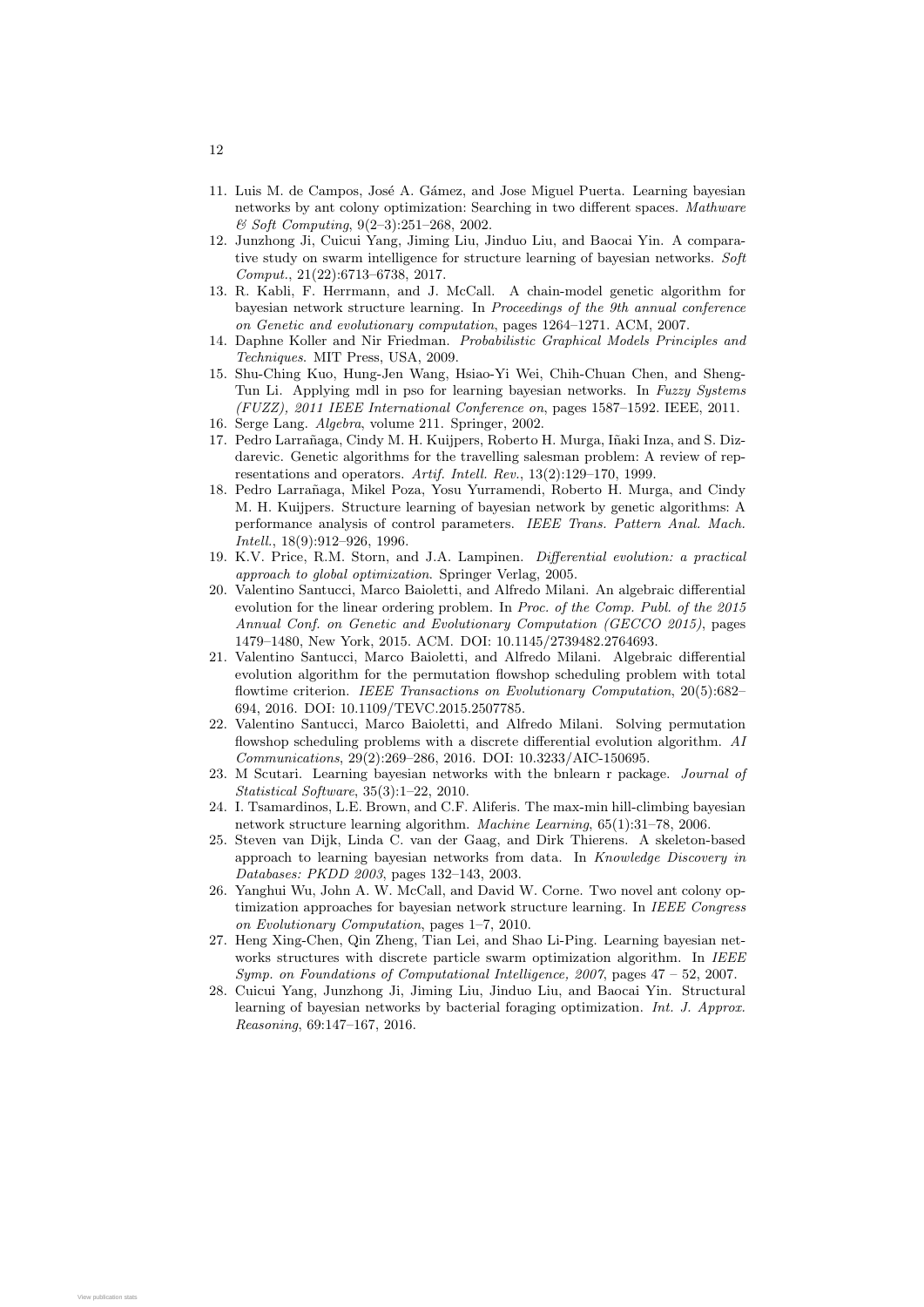11. Luis M. de Campos, José A. Gámez, and Jose Miguel Puerta. Learning bayesian networks by ant colony optimization: Searching in two different spaces. *Mathware & Soft Computing*, 9(2–3):251–268, 2002.
12. Junzhong Ji, Cuicui Yang, Jiming Liu, Jinduo Liu, and Baocai Yin. A comparative study on swarm intelligence for structure learning of bayesian networks. *Soft Comput.*, 21(22):6713–6738, 2017.
13. R. Kabli, F. Herrmann, and J. McCall. A chain-model genetic algorithm for bayesian network structure learning. In *Proceedings of the 9th annual conference on Genetic and evolutionary computation*, pages 1264–1271. ACM, 2007.
14. Daphne Koller and Nir Friedman. *Probabilistic Graphical Models Principles and Techniques*. MIT Press, USA, 2009.
15. Shu-Ching Kuo, Hung-Jen Wang, Hsiao-Yi Wei, Chih-Chuan Chen, and Sheng-Tun Li. Applying mdl in pso for learning bayesian networks. In *Fuzzy Systems (FUZZ), 2011 IEEE International Conference on*, pages 1587–1592. IEEE, 2011.
16. Serge Lang. *Algebra*, volume 211. Springer, 2002.
17. Pedro Larrañaga, Cindy M. H. Kuijpers, Roberto H. Murga, Iñaki Inza, and S. Dizdarevic. Genetic algorithms for the travelling salesman problem: A review of representations and operators. *Artif. Intell. Rev.*, 13(2):129–170, 1999.
18. Pedro Larrañaga, Mikel Poza, Yosu Yurramendi, Roberto H. Murga, and Cindy M. H. Kuijpers. Structure learning of bayesian network by genetic algorithms: A performance analysis of control parameters. *IEEE Trans. Pattern Anal. Mach. Intell.*, 18(9):912–926, 1996.
19. K.V. Price, R.M. Storn, and J.A. Lampinen. *Differential evolution: a practical approach to global optimization*. Springer Verlag, 2005.
20. Valentino Santucci, Marco Baioletti, and Alfredo Milani. An algebraic differential evolution for the linear ordering problem. In *Proc. of the Comp. Publ. of the 2015 Annual Conf. on Genetic and Evolutionary Computation (GECCO 2015)*, pages 1479–1480, New York, 2015. ACM. DOI: 10.1145/2739482.2764693.
21. Valentino Santucci, Marco Baioletti, and Alfredo Milani. Algebraic differential evolution algorithm for the permutation flowshop scheduling problem with total flowtime criterion. *IEEE Transactions on Evolutionary Computation*, 20(5):682–694, 2016. DOI: 10.1109/TEVC.2015.2507785.
22. Valentino Santucci, Marco Baioletti, and Alfredo Milani. Solving permutation flowshop scheduling problems with a discrete differential evolution algorithm. *AI Communications*, 29(2):269–286, 2016. DOI: 10.3233/AIC-150695.
23. M Scutari. Learning bayesian networks with the bnlearn r package. *Journal of Statistical Software*, 35(3):1–22, 2010.
24. I. Tsamardinos, L.E. Brown, and C.F. Aliferis. The max-min hill-climbing bayesian network structure learning algorithm. *Machine Learning*, 65(1):31–78, 2006.
25. Steven van Dijk, Linda C. van der Gaag, and Dirk Thierens. A skeleton-based approach to learning bayesian networks from data. In *Knowledge Discovery in Databases: PKDD 2003*, pages 132–143, 2003.
26. Yanghui Wu, John A. W. McCall, and David W. Corne. Two novel ant colony optimization approaches for bayesian network structure learning. In *IEEE Congress on Evolutionary Computation*, pages 1–7, 2010.
27. Heng Xing-Chen, Qin Zheng, Tian Lei, and Shao Li-Ping. Learning bayesian networks structures with discrete particle swarm optimization algorithm. In *IEEE Symp. on Foundations of Computational Intelligence, 2007*, pages 47 – 52, 2007.
28. Cuicui Yang, Junzhong Ji, Jiming Liu, Jinduo Liu, and Baocai Yin. Structural learning of bayesian networks by bacterial foraging optimization. *Int. J. Approx. Reasoning*, 69:147–167, 2016.